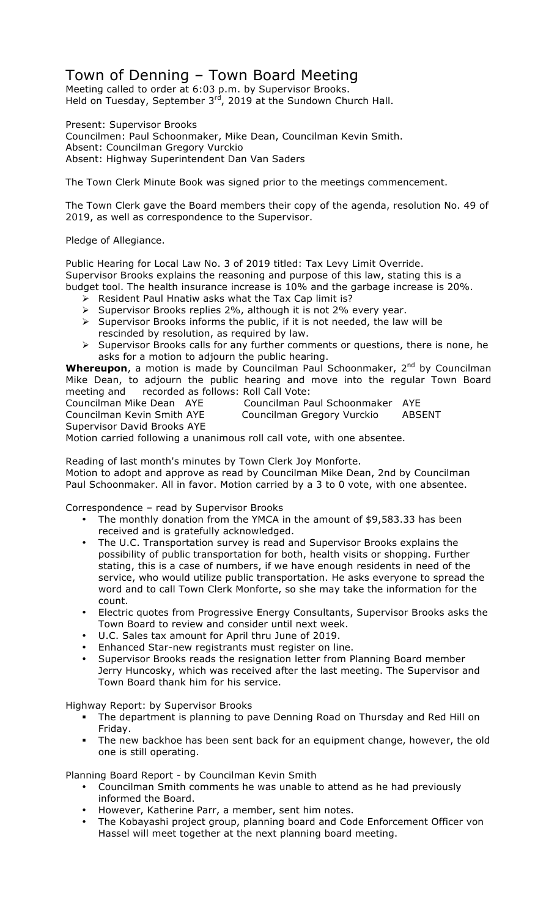# Town of Denning – Town Board Meeting

Meeting called to order at 6:03 p.m. by Supervisor Brooks.
Held on Tuesday, September 3rd, 2019 at the Sundown Church Hall.

Present: Supervisor Brooks
Councilmen: Paul Schoonmaker, Mike Dean, Councilman Kevin Smith.
Absent: Councilman Gregory Vurckio
Absent: Highway Superintendent Dan Van Saders

The Town Clerk Minute Book was signed prior to the meetings commencement.

The Town Clerk gave the Board members their copy of the agenda, resolution No. 49 of 2019, as well as correspondence to the Supervisor.

Pledge of Allegiance.

Public Hearing for Local Law No. 3 of 2019 titled: Tax Levy Limit Override.
Supervisor Brooks explains the reasoning and purpose of this law, stating this is a budget tool. The health insurance increase is 10% and the garbage increase is 20%.

- Resident Paul Hnatiw asks what the Tax Cap limit is?
- Supervisor Brooks replies 2%, although it is not 2% every year.
- Supervisor Brooks informs the public, if it is not needed, the law will be rescinded by resolution, as required by law.
- Supervisor Brooks calls for any further comments or questions, there is none, he asks for a motion to adjourn the public hearing.

**Whereupon**, a motion is made by Councilman Paul Schoonmaker, 2nd by Councilman Mike Dean, to adjourn the public hearing and move into the regular Town Board meeting and recorded as follows: Roll Call Vote:

| | | | |
|---|---|---|---|
| Councilman Mike Dean | AYE | Councilman Paul Schoonmaker | AYE |
| Councilman Kevin Smith | AYE | Councilman Gregory Vurckio | ABSENT |
| Supervisor David Brooks | AYE | | |

Motion carried following a unanimous roll call vote, with one absentee.

Reading of last month's minutes by Town Clerk Joy Monforte.
Motion to adopt and approve as read by Councilman Mike Dean, 2nd by Councilman Paul Schoonmaker. All in favor. Motion carried by a 3 to 0 vote, with one absentee.

Correspondence – read by Supervisor Brooks

- The monthly donation from the YMCA in the amount of $9,583.33 has been received and is gratefully acknowledged.
- The U.C. Transportation survey is read and Supervisor Brooks explains the possibility of public transportation for both, health visits or shopping. Further stating, this is a case of numbers, if we have enough residents in need of the service, who would utilize public transportation. He asks everyone to spread the word and to call Town Clerk Monforte, so she may take the information for the count.
- Electric quotes from Progressive Energy Consultants, Supervisor Brooks asks the Town Board to review and consider until next week.
- U.C. Sales tax amount for April thru June of 2019.
- Enhanced Star-new registrants must register on line.
- Supervisor Brooks reads the resignation letter from Planning Board member Jerry Huncosky, which was received after the last meeting. The Supervisor and Town Board thank him for his service.

Highway Report: by Supervisor Brooks

- The department is planning to pave Denning Road on Thursday and Red Hill on Friday.
- The new backhoe has been sent back for an equipment change, however, the old one is still operating.

Planning Board Report - by Councilman Kevin Smith

- Councilman Smith comments he was unable to attend as he had previously informed the Board.
- However, Katherine Parr, a member, sent him notes.
- The Kobayashi project group, planning board and Code Enforcement Officer von Hassel will meet together at the next planning board meeting.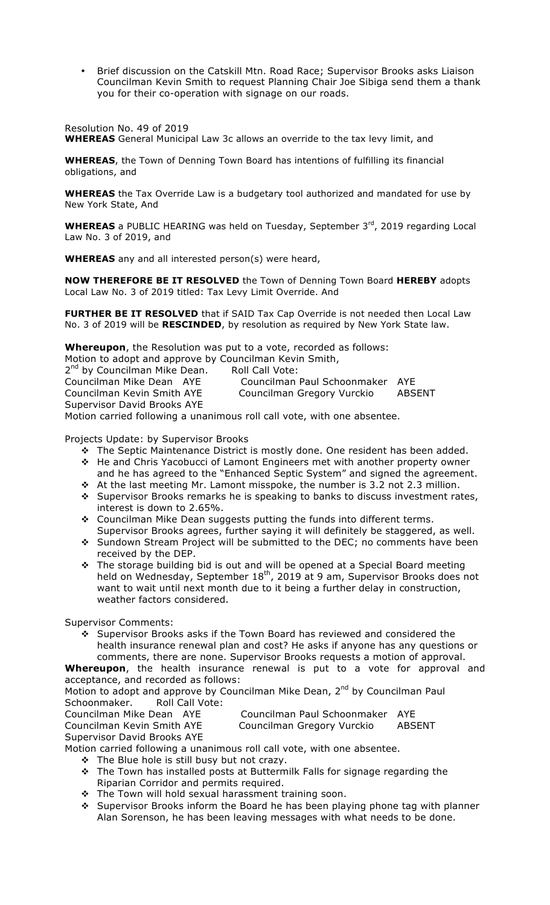- Brief discussion on the Catskill Mtn. Road Race; Supervisor Brooks asks Liaison Councilman Kevin Smith to request Planning Chair Joe Sibiga send them a thank you for their co-operation with signage on our roads.

Resolution No. 49 of 2019

**WHEREAS** General Municipal Law 3c allows an override to the tax levy limit, and

**WHEREAS**, the Town of Denning Town Board has intentions of fulfilling its financial obligations, and

**WHEREAS** the Tax Override Law is a budgetary tool authorized and mandated for use by New York State, And

**WHEREAS** a PUBLIC HEARING was held on Tuesday, September 3rd, 2019 regarding Local Law No. 3 of 2019, and

**WHEREAS** any and all interested person(s) were heard,

**NOW THEREFORE BE IT RESOLVED** the Town of Denning Town Board **HEREBY** adopts Local Law No. 3 of 2019 titled: Tax Levy Limit Override. And

**FURTHER BE IT RESOLVED** that if SAID Tax Cap Override is not needed then Local Law No. 3 of 2019 will be **RESCINDED**, by resolution as required by New York State law.

**Whereupon**, the Resolution was put to a vote, recorded as follows:
Motion to adopt and approve by Councilman Kevin Smith,
2nd by Councilman Mike Dean. Roll Call Vote:

| | |
|---|---|
| Councilman Mike Dean AYE | Councilman Paul Schoonmaker AYE |
| Councilman Kevin Smith AYE | Councilman Gregory Vurckio ABSENT |
| Supervisor David Brooks AYE | |

Motion carried following a unanimous roll call vote, with one absentee.

Projects Update: by Supervisor Brooks

- The Septic Maintenance District is mostly done. One resident has been added.
- He and Chris Yacobucci of Lamont Engineers met with another property owner and he has agreed to the "Enhanced Septic System" and signed the agreement.
- At the last meeting Mr. Lamont misspoke, the number is 3.2 not 2.3 million.
- Supervisor Brooks remarks he is speaking to banks to discuss investment rates, interest is down to 2.65%.
- Councilman Mike Dean suggests putting the funds into different terms. Supervisor Brooks agrees, further saying it will definitely be staggered, as well.
- Sundown Stream Project will be submitted to the DEC; no comments have been received by the DEP.
- The storage building bid is out and will be opened at a Special Board meeting held on Wednesday, September 18th, 2019 at 9 am, Supervisor Brooks does not want to wait until next month due to it being a further delay in construction, weather factors considered.

Supervisor Comments:

- Supervisor Brooks asks if the Town Board has reviewed and considered the health insurance renewal plan and cost? He asks if anyone has any questions or comments, there are none. Supervisor Brooks requests a motion of approval.

**Whereupon**, the health insurance renewal is put to a vote for approval and acceptance, and recorded as follows:
Motion to adopt and approve by Councilman Mike Dean, 2nd by Councilman Paul Schoonmaker. Roll Call Vote:

| | |
|---|---|
| Councilman Mike Dean AYE | Councilman Paul Schoonmaker AYE |
| Councilman Kevin Smith AYE | Councilman Gregory Vurckio ABSENT |
| Supervisor David Brooks AYE | |

Motion carried following a unanimous roll call vote, with one absentee.

- The Blue hole is still busy but not crazy.
- The Town has installed posts at Buttermilk Falls for signage regarding the Riparian Corridor and permits required.
- The Town will hold sexual harassment training soon.
- Supervisor Brooks inform the Board he has been playing phone tag with planner Alan Sorenson, he has been leaving messages with what needs to be done.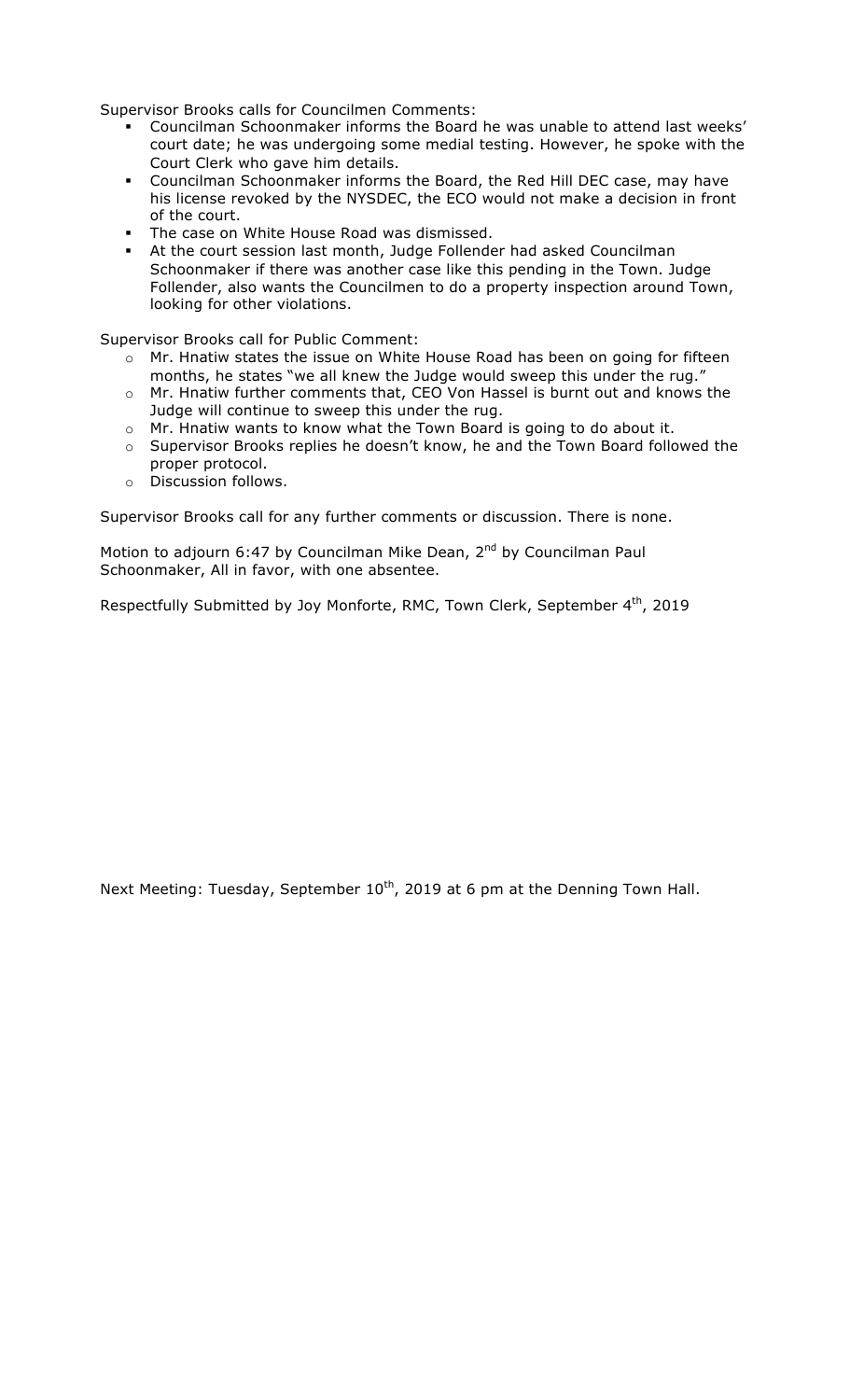Supervisor Brooks calls for Councilmen Comments:

- Councilman Schoonmaker informs the Board he was unable to attend last weeks' court date; he was undergoing some medial testing. However, he spoke with the Court Clerk who gave him details.
- Councilman Schoonmaker informs the Board, the Red Hill DEC case, may have his license revoked by the NYSDEC, the ECO would not make a decision in front of the court.
- The case on White House Road was dismissed.
- At the court session last month, Judge Follender had asked Councilman Schoonmaker if there was another case like this pending in the Town. Judge Follender, also wants the Councilmen to do a property inspection around Town, looking for other violations.

Supervisor Brooks call for Public Comment:

- Mr. Hnatiw states the issue on White House Road has been on going for fifteen months, he states "we all knew the Judge would sweep this under the rug."
- Mr. Hnatiw further comments that, CEO Von Hassel is burnt out and knows the Judge will continue to sweep this under the rug.
- Mr. Hnatiw wants to know what the Town Board is going to do about it.
- Supervisor Brooks replies he doesn't know, he and the Town Board followed the proper protocol.
- Discussion follows.

Supervisor Brooks call for any further comments or discussion. There is none.

Motion to adjourn 6:47 by Councilman Mike Dean, 2nd by Councilman Paul Schoonmaker, All in favor, with one absentee.

Respectfully Submitted by Joy Monforte, RMC, Town Clerk, September 4th, 2019

Next Meeting: Tuesday, September 10th, 2019 at 6 pm at the Denning Town Hall.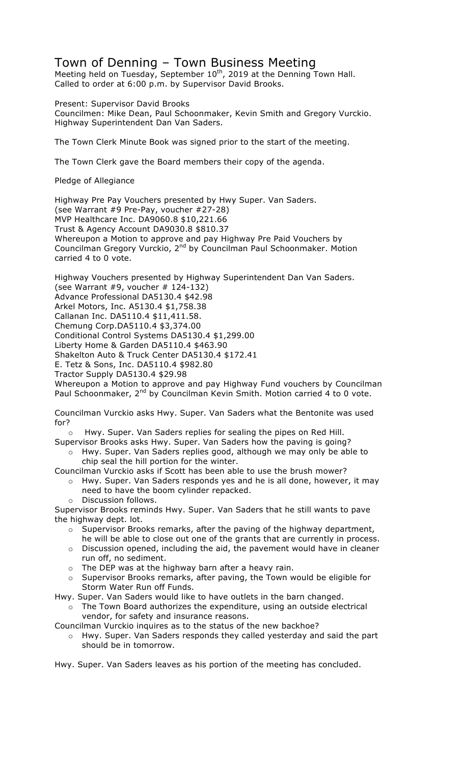# Town of Denning – Town Business Meeting

Meeting held on Tuesday, September 10th, 2019 at the Denning Town Hall. Called to order at 6:00 p.m. by Supervisor David Brooks.

Present: Supervisor David Brooks
Councilmen: Mike Dean, Paul Schoonmaker, Kevin Smith and Gregory Vurckio.
Highway Superintendent Dan Van Saders.

The Town Clerk Minute Book was signed prior to the start of the meeting.

The Town Clerk gave the Board members their copy of the agenda.

Pledge of Allegiance

Highway Pre Pay Vouchers presented by Hwy Super. Van Saders.
(see Warrant #9 Pre-Pay, voucher #27-28)
MVP Healthcare Inc. DA9060.8 $10,221.66
Trust & Agency Account DA9030.8 $810.37
Whereupon a Motion to approve and pay Highway Pre Paid Vouchers by Councilman Gregory Vurckio, 2nd by Councilman Paul Schoonmaker. Motion carried 4 to 0 vote.

Highway Vouchers presented by Highway Superintendent Dan Van Saders.
(see Warrant #9, voucher # 124-132)
Advance Professional DA5130.4 $42.98
Arkel Motors, Inc. A5130.4 $1,758.38
Callanan Inc. DA5110.4 $11,411.58.
Chemung Corp.DA5110.4 $3,374.00
Conditional Control Systems DA5130.4 $1,299.00
Liberty Home & Garden DA5110.4 $463.90
Shakelton Auto & Truck Center DA5130.4 $172.41
E. Tetz & Sons, Inc. DA5110.4 $982.80
Tractor Supply DA5130.4 $29.98
Whereupon a Motion to approve and pay Highway Fund vouchers by Councilman Paul Schoonmaker, 2nd by Councilman Kevin Smith. Motion carried 4 to 0 vote.

Councilman Vurckio asks Hwy. Super. Van Saders what the Bentonite was used for?

- Hwy. Super. Van Saders replies for sealing the pipes on Red Hill.

Supervisor Brooks asks Hwy. Super. Van Saders how the paving is going?

- Hwy. Super. Van Saders replies good, although we may only be able to chip seal the hill portion for the winter.

Councilman Vurckio asks if Scott has been able to use the brush mower?

- Hwy. Super. Van Saders responds yes and he is all done, however, it may need to have the boom cylinder repacked.
- Discussion follows.

Supervisor Brooks reminds Hwy. Super. Van Saders that he still wants to pave the highway dept. lot.

- Supervisor Brooks remarks, after the paving of the highway department, he will be able to close out one of the grants that are currently in process.
- Discussion opened, including the aid, the pavement would have in cleaner run off, no sediment.
- The DEP was at the highway barn after a heavy rain.
- Supervisor Brooks remarks, after paving, the Town would be eligible for Storm Water Run off Funds.

Hwy. Super. Van Saders would like to have outlets in the barn changed.

- The Town Board authorizes the expenditure, using an outside electrical vendor, for safety and insurance reasons.

Councilman Vurckio inquires as to the status of the new backhoe?

- Hwy. Super. Van Saders responds they called yesterday and said the part should be in tomorrow.

Hwy. Super. Van Saders leaves as his portion of the meeting has concluded.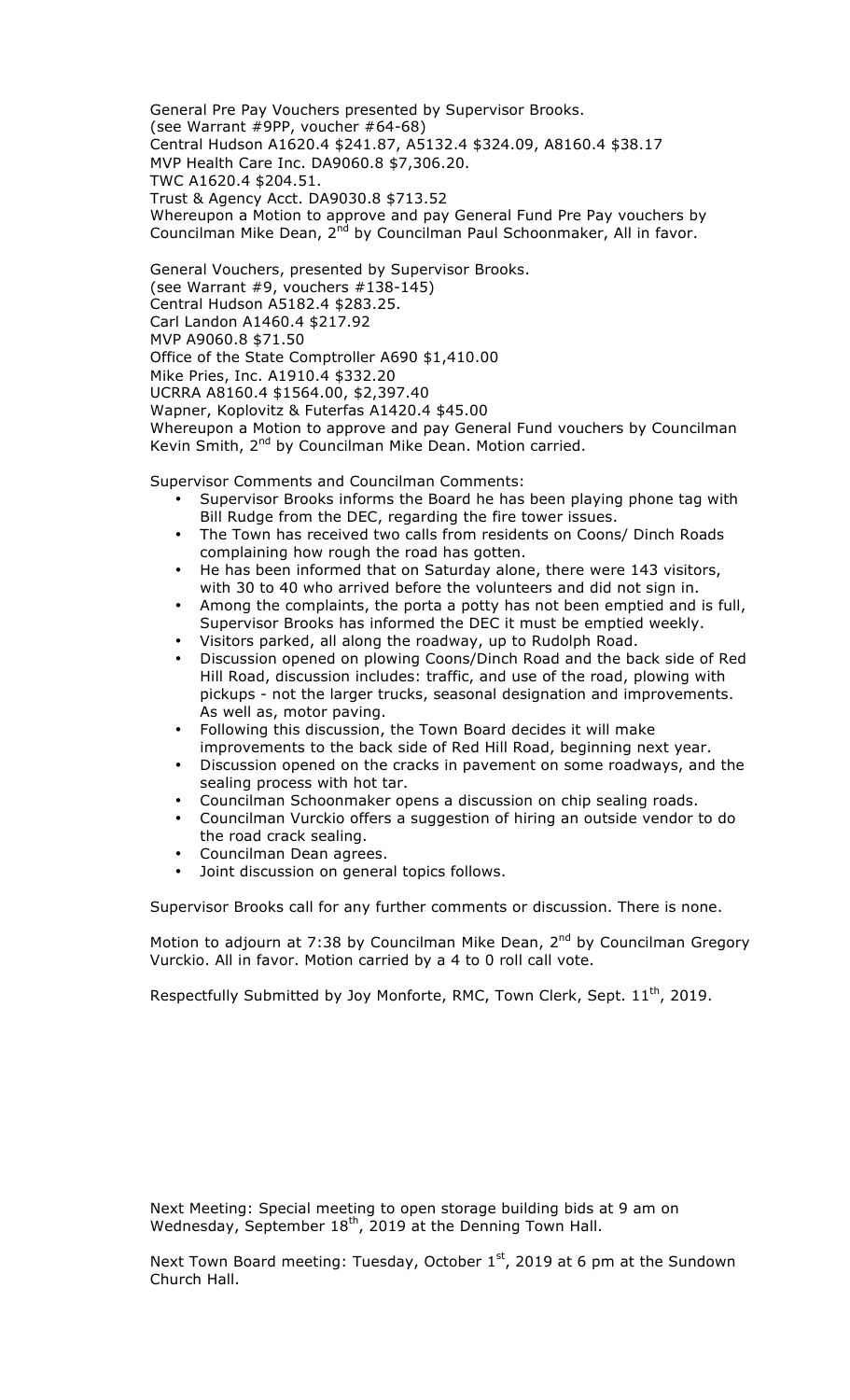General Pre Pay Vouchers presented by Supervisor Brooks.
(see Warrant #9PP, voucher #64-68)
Central Hudson A1620.4 $241.87, A5132.4 $324.09, A8160.4 $38.17
MVP Health Care Inc. DA9060.8 $7,306.20.
TWC A1620.4 $204.51.
Trust & Agency Acct. DA9030.8 $713.52
Whereupon a Motion to approve and pay General Fund Pre Pay vouchers by Councilman Mike Dean, 2nd by Councilman Paul Schoonmaker, All in favor.

General Vouchers, presented by Supervisor Brooks.
(see Warrant #9, vouchers #138-145)
Central Hudson A5182.4 $283.25.
Carl Landon A1460.4 $217.92
MVP A9060.8 $71.50
Office of the State Comptroller A690 $1,410.00
Mike Pries, Inc. A1910.4 $332.20
UCRRA A8160.4 $1564.00, $2,397.40
Wapner, Koplovitz & Futerfas A1420.4 $45.00
Whereupon a Motion to approve and pay General Fund vouchers by Councilman Kevin Smith, 2nd by Councilman Mike Dean. Motion carried.

Supervisor Comments and Councilman Comments:

- Supervisor Brooks informs the Board he has been playing phone tag with Bill Rudge from the DEC, regarding the fire tower issues.
- The Town has received two calls from residents on Coons/ Dinch Roads complaining how rough the road has gotten.
- He has been informed that on Saturday alone, there were 143 visitors, with 30 to 40 who arrived before the volunteers and did not sign in.
- Among the complaints, the porta a potty has not been emptied and is full, Supervisor Brooks has informed the DEC it must be emptied weekly.
- Visitors parked, all along the roadway, up to Rudolph Road.
- Discussion opened on plowing Coons/Dinch Road and the back side of Red Hill Road, discussion includes: traffic, and use of the road, plowing with pickups - not the larger trucks, seasonal designation and improvements. As well as, motor paving.
- Following this discussion, the Town Board decides it will make improvements to the back side of Red Hill Road, beginning next year.
- Discussion opened on the cracks in pavement on some roadways, and the sealing process with hot tar.
- Councilman Schoonmaker opens a discussion on chip sealing roads.
- Councilman Vurckio offers a suggestion of hiring an outside vendor to do the road crack sealing.
- Councilman Dean agrees.
- Joint discussion on general topics follows.

Supervisor Brooks call for any further comments or discussion. There is none.

Motion to adjourn at 7:38 by Councilman Mike Dean, 2nd by Councilman Gregory Vurckio. All in favor. Motion carried by a 4 to 0 roll call vote.

Respectfully Submitted by Joy Monforte, RMC, Town Clerk, Sept. 11th, 2019.

Next Meeting: Special meeting to open storage building bids at 9 am on Wednesday, September 18th, 2019 at the Denning Town Hall.

Next Town Board meeting: Tuesday, October 1st, 2019 at 6 pm at the Sundown Church Hall.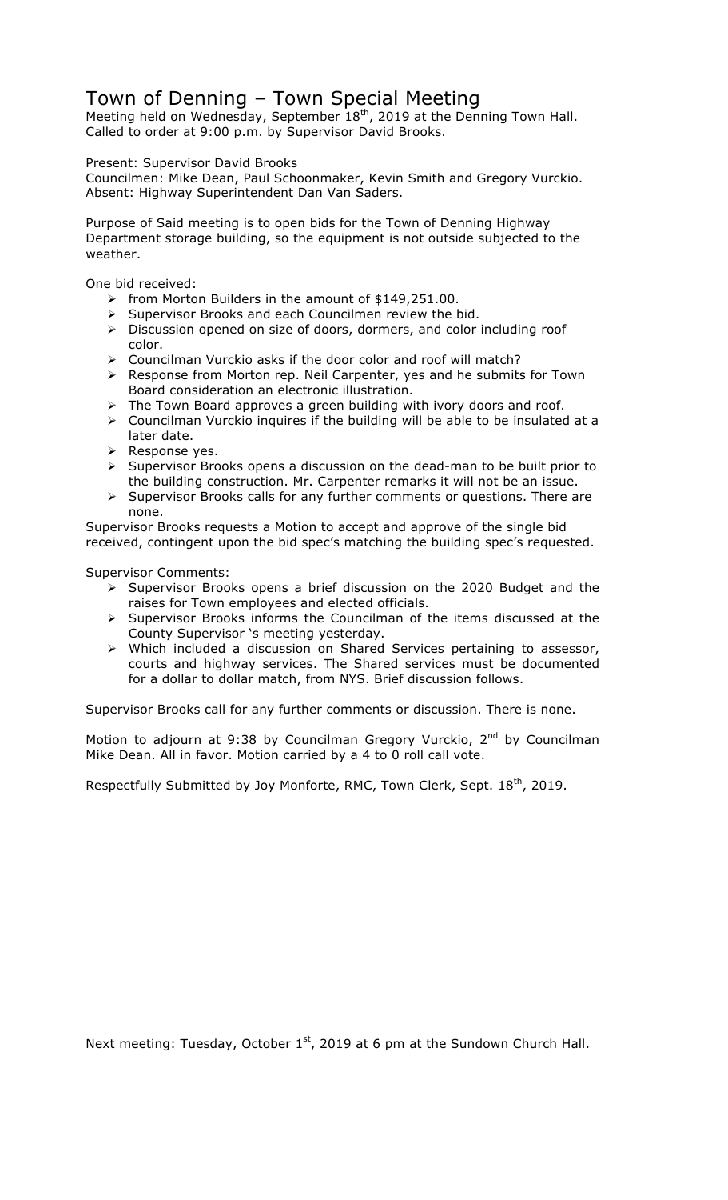# Town of Denning – Town Special Meeting

Meeting held on Wednesday, September 18th, 2019 at the Denning Town Hall. Called to order at 9:00 p.m. by Supervisor David Brooks.

Present: Supervisor David Brooks
Councilmen: Mike Dean, Paul Schoonmaker, Kevin Smith and Gregory Vurckio.
Absent: Highway Superintendent Dan Van Saders.

Purpose of Said meeting is to open bids for the Town of Denning Highway Department storage building, so the equipment is not outside subjected to the weather.

One bid received:

- from Morton Builders in the amount of $149,251.00.
- Supervisor Brooks and each Councilmen review the bid.
- Discussion opened on size of doors, dormers, and color including roof color.
- Councilman Vurckio asks if the door color and roof will match?
- Response from Morton rep. Neil Carpenter, yes and he submits for Town Board consideration an electronic illustration.
- The Town Board approves a green building with ivory doors and roof.
- Councilman Vurckio inquires if the building will be able to be insulated at a later date.
- Response yes.
- Supervisor Brooks opens a discussion on the dead-man to be built prior to the building construction. Mr. Carpenter remarks it will not be an issue.
- Supervisor Brooks calls for any further comments or questions. There are none.

Supervisor Brooks requests a Motion to accept and approve of the single bid received, contingent upon the bid spec's matching the building spec's requested.

Supervisor Comments:

- Supervisor Brooks opens a brief discussion on the 2020 Budget and the raises for Town employees and elected officials.
- Supervisor Brooks informs the Councilman of the items discussed at the County Supervisor 's meeting yesterday.
- Which included a discussion on Shared Services pertaining to assessor, courts and highway services. The Shared services must be documented for a dollar to dollar match, from NYS. Brief discussion follows.

Supervisor Brooks call for any further comments or discussion. There is none.

Motion to adjourn at 9:38 by Councilman Gregory Vurckio, 2nd by Councilman Mike Dean. All in favor. Motion carried by a 4 to 0 roll call vote.

Respectfully Submitted by Joy Monforte, RMC, Town Clerk, Sept. 18th, 2019.

Next meeting: Tuesday, October 1st, 2019 at 6 pm at the Sundown Church Hall.